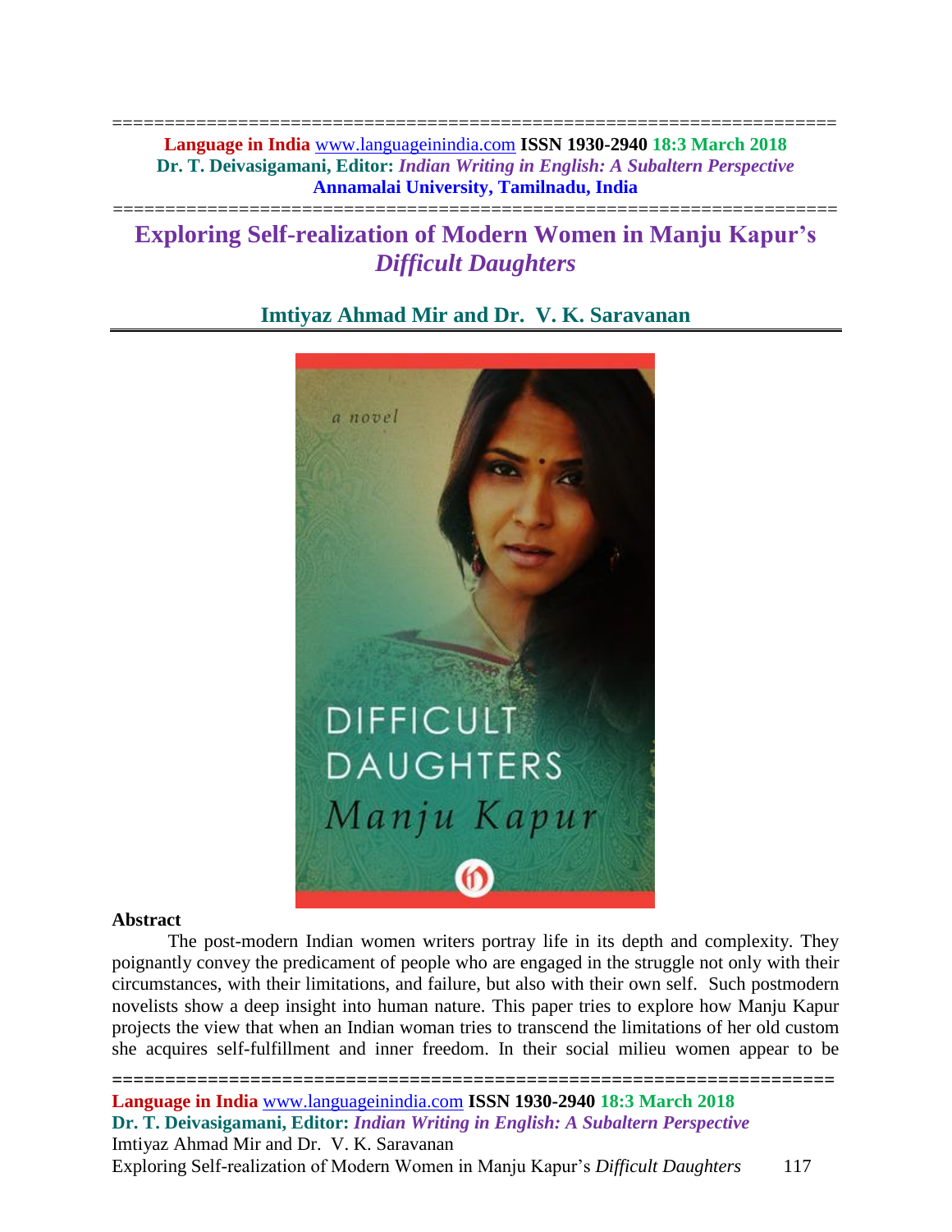# Exploring Self-realization of Modern Women in Manju Kapur's *Difficult Daughters*

## Imtiyaz Ahmad Mir and Dr. V. K. Saravanan

### Abstract

The post-modern Indian women writers portray life in its depth and complexity. They poignantly convey the predicament of people who are engaged in the struggle not only with their circumstances, with their limitations, and failure, but also with their own self. Such postmodern novelists show a deep insight into human nature. This paper tries to explore how Manju Kapur projects the view that when an Indian woman tries to transcend the limitations of her old custom she acquires self-fulfillment and inner freedom. In their social milieu women appear to be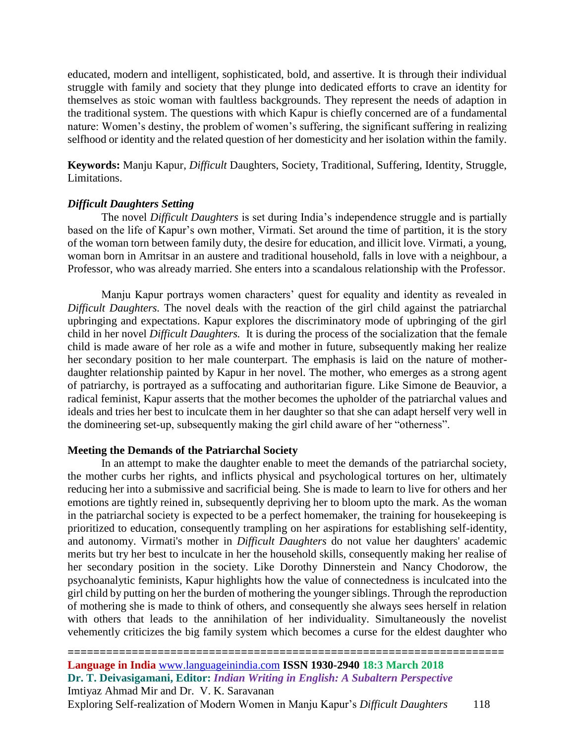educated, modern and intelligent, sophisticated, bold, and assertive. It is through their individual struggle with family and society that they plunge into dedicated efforts to crave an identity for themselves as stoic woman with faultless backgrounds. They represent the needs of adaption in the traditional system. The questions with which Kapur is chiefly concerned are of a fundamental nature: Women's destiny, the problem of women's suffering, the significant suffering in realizing selfhood or identity and the related question of her domesticity and her isolation within the family.

**Keywords:** Manju Kapur, *Difficult* Daughters, Society, Traditional, Suffering, Identity, Struggle, Limitations.

### *Difficult Daughters Setting*

The novel *Difficult Daughters* is set during India's independence struggle and is partially based on the life of Kapur's own mother, Virmati. Set around the time of partition, it is the story of the woman torn between family duty, the desire for education, and illicit love. Virmati, a young, woman born in Amritsar in an austere and traditional household, falls in love with a neighbour, a Professor, who was already married. She enters into a scandalous relationship with the Professor.

Manju Kapur portrays women characters' quest for equality and identity as revealed in *Difficult Daughters.* The novel deals with the reaction of the girl child against the patriarchal upbringing and expectations. Kapur explores the discriminatory mode of upbringing of the girl child in her novel *Difficult Daughters.* It is during the process of the socialization that the female child is made aware of her role as a wife and mother in future, subsequently making her realize her secondary position to her male counterpart. The emphasis is laid on the nature of mother-daughter relationship painted by Kapur in her novel. The mother, who emerges as a strong agent of patriarchy, is portrayed as a suffocating and authoritarian figure. Like Simone de Beauvior, a radical feminist, Kapur asserts that the mother becomes the upholder of the patriarchal values and ideals and tries her best to inculcate them in her daughter so that she can adapt herself very well in the domineering set-up, subsequently making the girl child aware of her "otherness".

### **Meeting the Demands of the Patriarchal Society**

In an attempt to make the daughter enable to meet the demands of the patriarchal society, the mother curbs her rights, and inflicts physical and psychological tortures on her, ultimately reducing her into a submissive and sacrificial being. She is made to learn to live for others and her emotions are tightly reined in, subsequently depriving her to bloom upto the mark. As the woman in the patriarchal society is expected to be a perfect homemaker, the training for housekeeping is prioritized to education, consequently trampling on her aspirations for establishing self-identity, and autonomy. Virmati's mother in *Difficult Daughters* do not value her daughters' academic merits but try her best to inculcate in her the household skills, consequently making her realise of her secondary position in the society. Like Dorothy Dinnerstein and Nancy Chodorow, the psychoanalytic feminists, Kapur highlights how the value of connectedness is inculcated into the girl child by putting on her the burden of mothering the younger siblings. Through the reproduction of mothering she is made to think of others, and consequently she always sees herself in relation with others that leads to the annihilation of her individuality. Simultaneously the novelist vehemently criticizes the big family system which becomes a curse for the eldest daughter who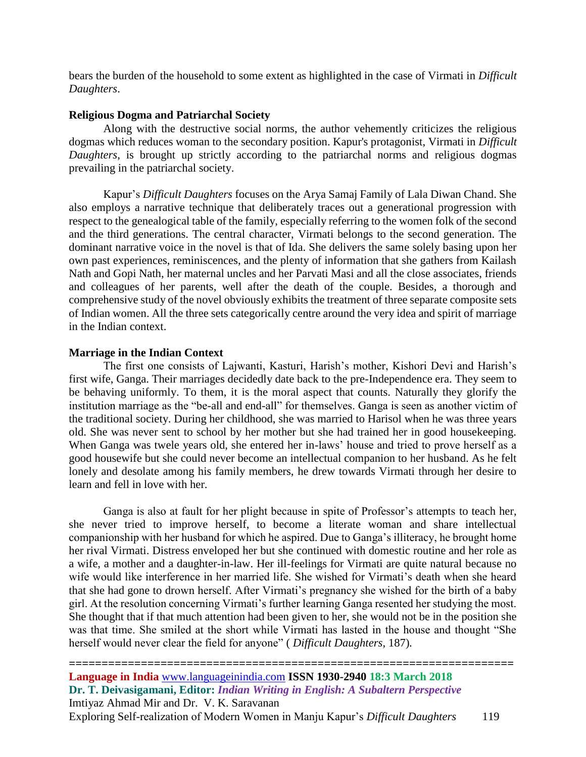bears the burden of the household to some extent as highlighted in the case of Virmati in *Difficult Daughters*.

**Religious Dogma and Patriarchal Society**

Along with the destructive social norms, the author vehemently criticizes the religious dogmas which reduces woman to the secondary position. Kapur's protagonist, Virmati in *Difficult Daughters*, is brought up strictly according to the patriarchal norms and religious dogmas prevailing in the patriarchal society.

Kapur's *Difficult Daughters* focuses on the Arya Samaj Family of Lala Diwan Chand. She also employs a narrative technique that deliberately traces out a generational progression with respect to the genealogical table of the family, especially referring to the women folk of the second and the third generations. The central character, Virmati belongs to the second generation. The dominant narrative voice in the novel is that of Ida. She delivers the same solely basing upon her own past experiences, reminiscences, and the plenty of information that she gathers from Kailash Nath and Gopi Nath, her maternal uncles and her Parvati Masi and all the close associates, friends and colleagues of her parents, well after the death of the couple. Besides, a thorough and comprehensive study of the novel obviously exhibits the treatment of three separate composite sets of Indian women. All the three sets categorically centre around the very idea and spirit of marriage in the Indian context.

**Marriage in the Indian Context**

The first one consists of Lajwanti, Kasturi, Harish's mother, Kishori Devi and Harish's first wife, Ganga. Their marriages decidedly date back to the pre-Independence era. They seem to be behaving uniformly. To them, it is the moral aspect that counts. Naturally they glorify the institution marriage as the "be-all and end-all" for themselves. Ganga is seen as another victim of the traditional society. During her childhood, she was married to Harisol when he was three years old. She was never sent to school by her mother but she had trained her in good housekeeping. When Ganga was twele years old, she entered her in-laws' house and tried to prove herself as a good housewife but she could never become an intellectual companion to her husband. As he felt lonely and desolate among his family members, he drew towards Virmati through her desire to learn and fell in love with her.

Ganga is also at fault for her plight because in spite of Professor's attempts to teach her, she never tried to improve herself, to become a literate woman and share intellectual companionship with her husband for which he aspired. Due to Ganga's illiteracy, he brought home her rival Virmati. Distress enveloped her but she continued with domestic routine and her role as a wife, a mother and a daughter-in-law. Her ill-feelings for Virmati are quite natural because no wife would like interference in her married life. She wished for Virmati's death when she heard that she had gone to drown herself. After Virmati's pregnancy she wished for the birth of a baby girl. At the resolution concerning Virmati's further learning Ganga resented her studying the most. She thought that if that much attention had been given to her, she would not be in the position she was that time. She smiled at the short while Virmati has lasted in the house and thought "She herself would never clear the field for anyone" ( *Difficult Daughters*, 187).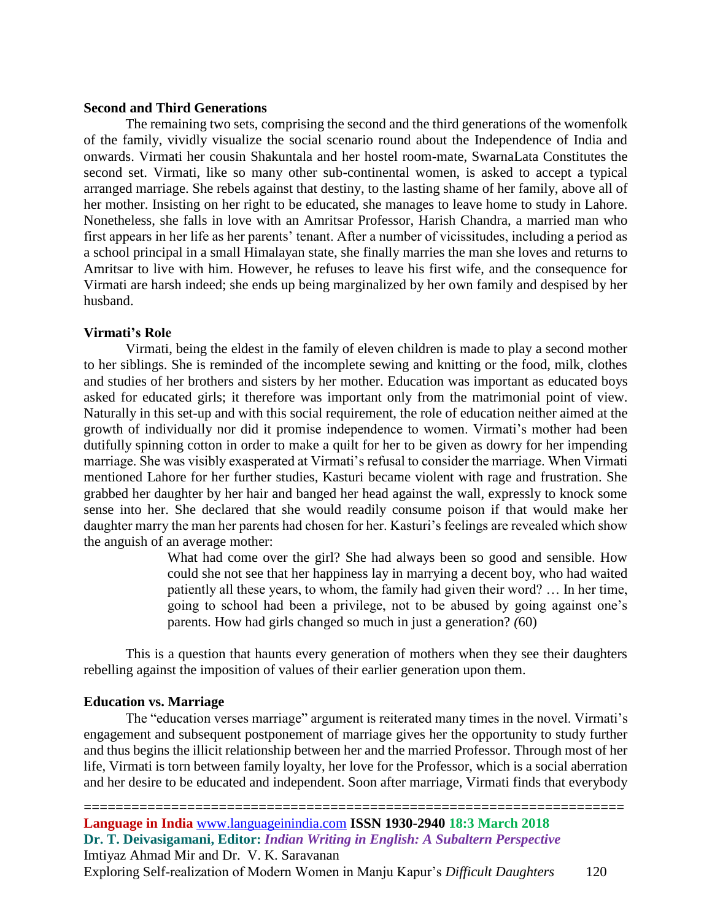### Second and Third Generations

The remaining two sets, comprising the second and the third generations of the womenfolk of the family, vividly visualize the social scenario round about the Independence of India and onwards. Virmati her cousin Shakuntala and her hostel room-mate, SwarnaLata Constitutes the second set. Virmati, like so many other sub-continental women, is asked to accept a typical arranged marriage. She rebels against that destiny, to the lasting shame of her family, above all of her mother. Insisting on her right to be educated, she manages to leave home to study in Lahore. Nonetheless, she falls in love with an Amritsar Professor, Harish Chandra, a married man who first appears in her life as her parents' tenant. After a number of vicissitudes, including a period as a school principal in a small Himalayan state, she finally marries the man she loves and returns to Amritsar to live with him. However, he refuses to leave his first wife, and the consequence for Virmati are harsh indeed; she ends up being marginalized by her own family and despised by her husband.

### Virmati's Role

Virmati, being the eldest in the family of eleven children is made to play a second mother to her siblings. She is reminded of the incomplete sewing and knitting or the food, milk, clothes and studies of her brothers and sisters by her mother. Education was important as educated boys asked for educated girls; it therefore was important only from the matrimonial point of view. Naturally in this set-up and with this social requirement, the role of education neither aimed at the growth of individually nor did it promise independence to women. Virmati's mother had been dutifully spinning cotton in order to make a quilt for her to be given as dowry for her impending marriage. She was visibly exasperated at Virmati's refusal to consider the marriage. When Virmati mentioned Lahore for her further studies, Kasturi became violent with rage and frustration. She grabbed her daughter by her hair and banged her head against the wall, expressly to knock some sense into her. She declared that she would readily consume poison if that would make her daughter marry the man her parents had chosen for her. Kasturi's feelings are revealed which show the anguish of an average mother:

> What had come over the girl? She had always been so good and sensible. How could she not see that her happiness lay in marrying a decent boy, who had waited patiently all these years, to whom, the family had given their word? … In her time, going to school had been a privilege, not to be abused by going against one's parents. How had girls changed so much in just a generation? (60)

This is a question that haunts every generation of mothers when they see their daughters rebelling against the imposition of values of their earlier generation upon them.

### Education vs. Marriage

The "education verses marriage" argument is reiterated many times in the novel. Virmati's engagement and subsequent postponement of marriage gives her the opportunity to study further and thus begins the illicit relationship between her and the married Professor. Through most of her life, Virmati is torn between family loyalty, her love for the Professor, which is a social aberration and her desire to be educated and independent. Soon after marriage, Virmati finds that everybody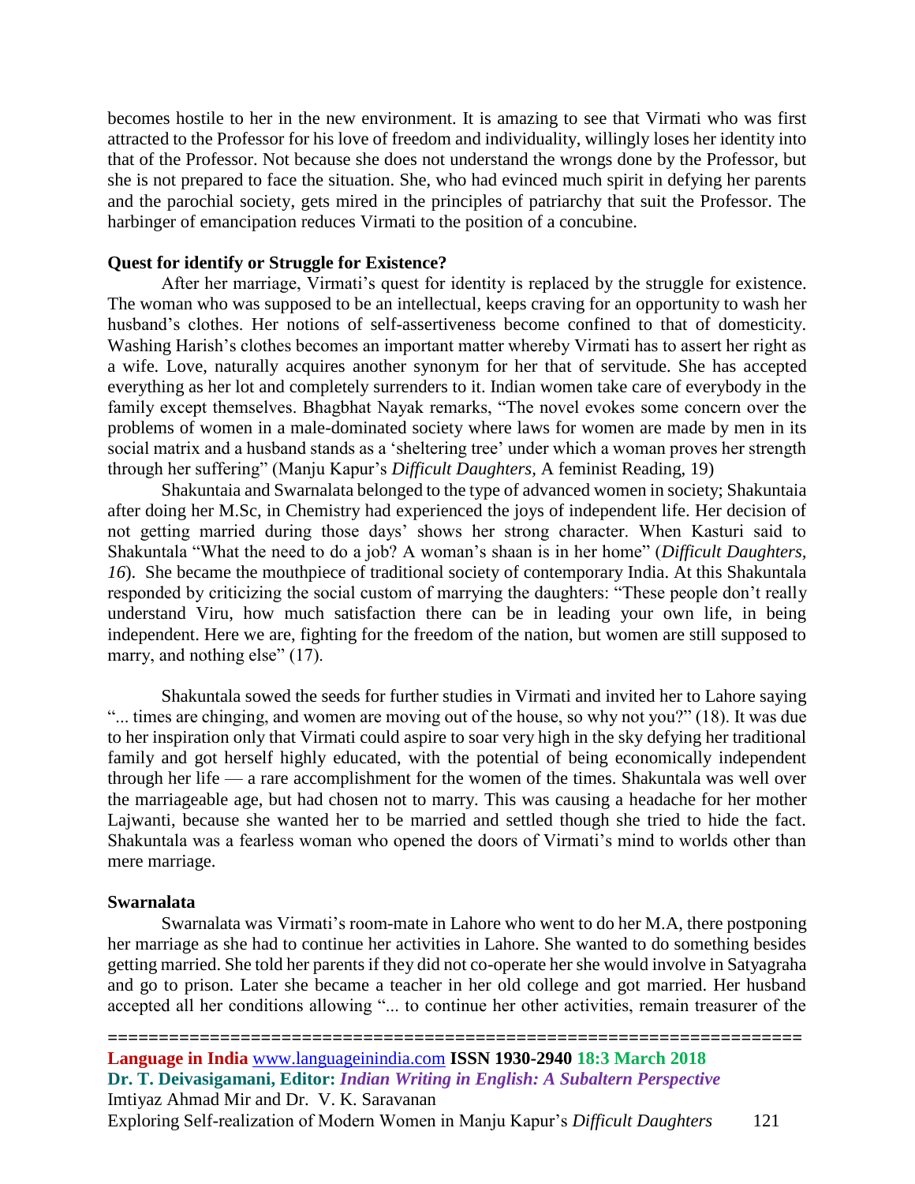becomes hostile to her in the new environment. It is amazing to see that Virmati who was first attracted to the Professor for his love of freedom and individuality, willingly loses her identity into that of the Professor. Not because she does not understand the wrongs done by the Professor, but she is not prepared to face the situation. She, who had evinced much spirit in defying her parents and the parochial society, gets mired in the principles of patriarchy that suit the Professor. The harbinger of emancipation reduces Virmati to the position of a concubine.

**Quest for identify or Struggle for Existence?**

After her marriage, Virmati's quest for identity is replaced by the struggle for existence. The woman who was supposed to be an intellectual, keeps craving for an opportunity to wash her husband's clothes. Her notions of self-assertiveness become confined to that of domesticity. Washing Harish's clothes becomes an important matter whereby Virmati has to assert her right as a wife. Love, naturally acquires another synonym for her that of servitude. She has accepted everything as her lot and completely surrenders to it. Indian women take care of everybody in the family except themselves. Bhagbhat Nayak remarks, "The novel evokes some concern over the problems of women in a male-dominated society where laws for women are made by men in its social matrix and a husband stands as a 'sheltering tree' under which a woman proves her strength through her suffering" (Manju Kapur's *Difficult Daughters,* A feminist Reading, 19)

Shakuntaia and Swarnalata belonged to the type of advanced women in society; Shakuntaia after doing her M.Sc, in Chemistry had experienced the joys of independent life. Her decision of not getting married during those days' shows her strong character. When Kasturi said to Shakuntala "What the need to do a job? A woman's shaan is in her home" (*Difficult Daughters, 16*). She became the mouthpiece of traditional society of contemporary India. At this Shakuntala responded by criticizing the social custom of marrying the daughters: "These people don't really understand Viru, how much satisfaction there can be in leading your own life, in being independent. Here we are, fighting for the freedom of the nation, but women are still supposed to marry, and nothing else" (17).

Shakuntala sowed the seeds for further studies in Virmati and invited her to Lahore saying "... times are chinging, and women are moving out of the house, so why not you?" (18). It was due to her inspiration only that Virmati could aspire to soar very high in the sky defying her traditional family and got herself highly educated, with the potential of being economically independent through her life — a rare accomplishment for the women of the times. Shakuntala was well over the marriageable age, but had chosen not to marry. This was causing a headache for her mother Lajwanti, because she wanted her to be married and settled though she tried to hide the fact. Shakuntala was a fearless woman who opened the doors of Virmati's mind to worlds other than mere marriage.

**Swarnalata**

Swarnalata was Virmati's room-mate in Lahore who went to do her M.A, there postponing her marriage as she had to continue her activities in Lahore. She wanted to do something besides getting married. She told her parents if they did not co-operate her she would involve in Satyagraha and go to prison. Later she became a teacher in her old college and got married. Her husband accepted all her conditions allowing "... to continue her other activities, remain treasurer of the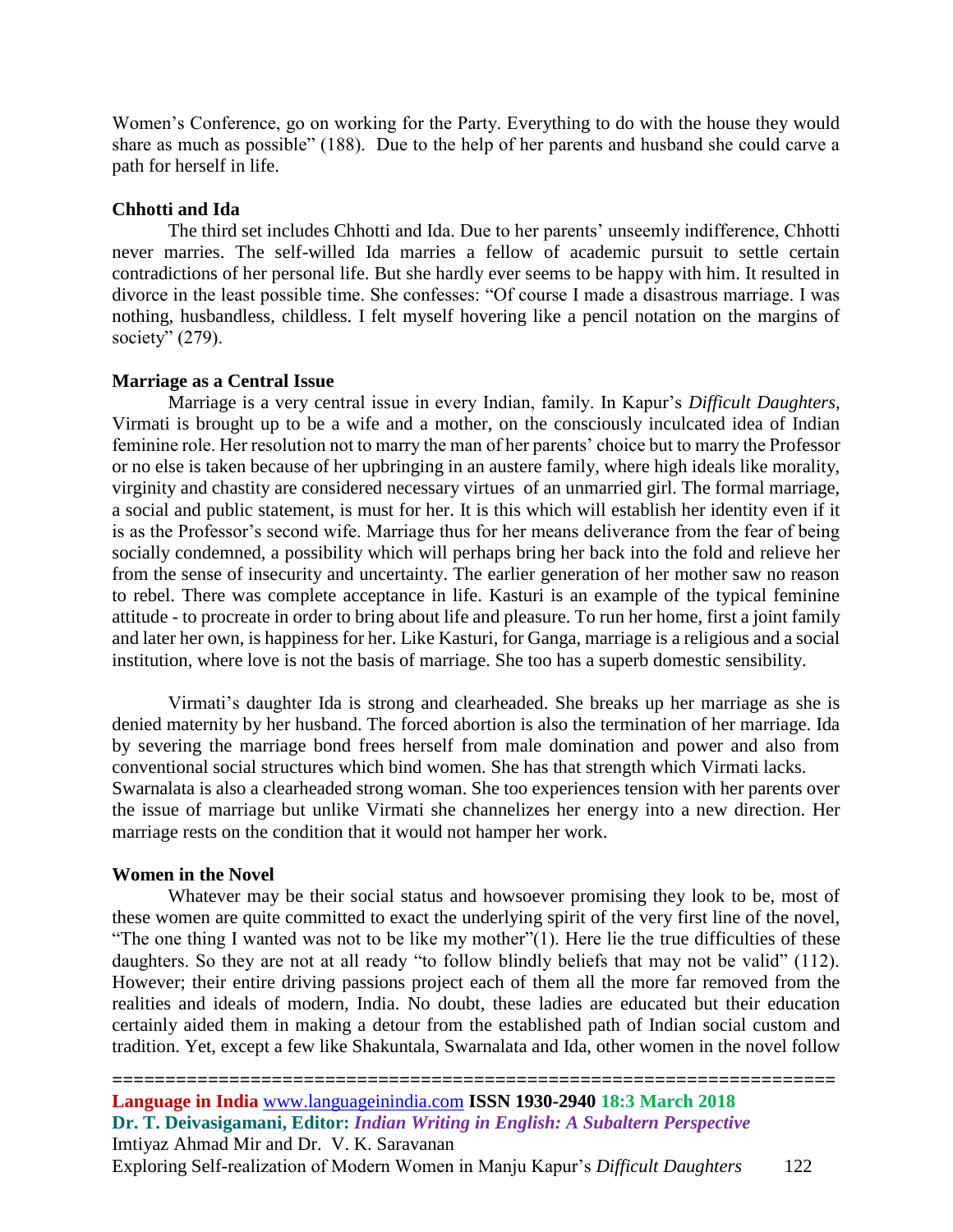Women's Conference, go on working for the Party. Everything to do with the house they would share as much as possible" (188). Due to the help of her parents and husband she could carve a path for herself in life.

**Chhotti and Ida**

The third set includes Chhotti and Ida. Due to her parents' unseemly indifference, Chhotti never marries. The self-willed Ida marries a fellow of academic pursuit to settle certain contradictions of her personal life. But she hardly ever seems to be happy with him. It resulted in divorce in the least possible time. She confesses: "Of course I made a disastrous marriage. I was nothing, husbandless, childless. I felt myself hovering like a pencil notation on the margins of society" (279).

**Marriage as a Central Issue**

Marriage is a very central issue in every Indian, family. In Kapur's *Difficult Daughters,* Virmati is brought up to be a wife and a mother, on the consciously inculcated idea of Indian feminine role. Her resolution not to marry the man of her parents' choice but to marry the Professor or no else is taken because of her upbringing in an austere family, where high ideals like morality, virginity and chastity are considered necessary virtues of an unmarried girl. The formal marriage, a social and public statement, is must for her. It is this which will establish her identity even if it is as the Professor's second wife. Marriage thus for her means deliverance from the fear of being socially condemned, a possibility which will perhaps bring her back into the fold and relieve her from the sense of insecurity and uncertainty. The earlier generation of her mother saw no reason to rebel. There was complete acceptance in life. Kasturi is an example of the typical feminine attitude - to procreate in order to bring about life and pleasure. To run her home, first a joint family and later her own, is happiness for her. Like Kasturi, for Ganga, marriage is a religious and a social institution, where love is not the basis of marriage. She too has a superb domestic sensibility.

Virmati's daughter Ida is strong and clearheaded. She breaks up her marriage as she is denied maternity by her husband. The forced abortion is also the termination of her marriage. Ida by severing the marriage bond frees herself from male domination and power and also from conventional social structures which bind women. She has that strength which Virmati lacks. Swarnalata is also a clearheaded strong woman. She too experiences tension with her parents over the issue of marriage but unlike Virmati she channelizes her energy into a new direction. Her marriage rests on the condition that it would not hamper her work.

**Women in the Novel**

Whatever may be their social status and howsoever promising they look to be, most of these women are quite committed to exact the underlying spirit of the very first line of the novel, "The one thing I wanted was not to be like my mother"(1). Here lie the true difficulties of these daughters. So they are not at all ready "to follow blindly beliefs that may not be valid" (112). However; their entire driving passions project each of them all the more far removed from the realities and ideals of modern, India. No doubt, these ladies are educated but their education certainly aided them in making a detour from the established path of Indian social custom and tradition. Yet, except a few like Shakuntala, Swarnalata and Ida, other women in the novel follow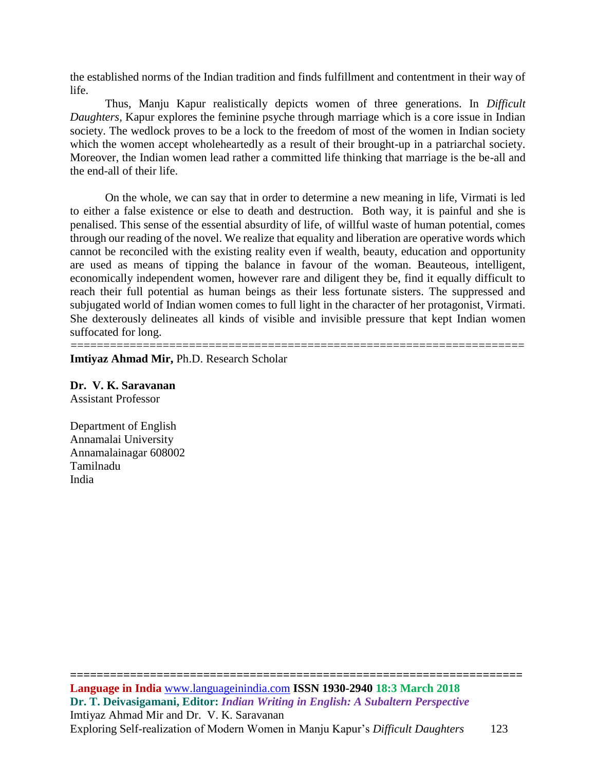the established norms of the Indian tradition and finds fulfillment and contentment in their way of life.

Thus, Manju Kapur realistically depicts women of three generations. In *Difficult Daughters*, Kapur explores the feminine psyche through marriage which is a core issue in Indian society. The wedlock proves to be a lock to the freedom of most of the women in Indian society which the women accept wholeheartedly as a result of their brought-up in a patriarchal society. Moreover, the Indian women lead rather a committed life thinking that marriage is the be-all and the end-all of their life.

On the whole, we can say that in order to determine a new meaning in life, Virmati is led to either a false existence or else to death and destruction. Both way, it is painful and she is penalised. This sense of the essential absurdity of life, of willful waste of human potential, comes through our reading of the novel. We realize that equality and liberation are operative words which cannot be reconciled with the existing reality even if wealth, beauty, education and opportunity are used as means of tipping the balance in favour of the woman. Beauteous, intelligent, economically independent women, however rare and diligent they be, find it equally difficult to reach their full potential as human beings as their less fortunate sisters. The suppressed and subjugated world of Indian women comes to full light in the character of her protagonist, Virmati. She dexterously delineates all kinds of visible and invisible pressure that kept Indian women suffocated for long.

====================================================================

**Imtiyaz Ahmad Mir,** Ph.D. Research Scholar

**Dr. V. K. Saravanan**
Assistant Professor

Department of English
Annamalai University
Annamalainagar 608002
Tamilnadu
India